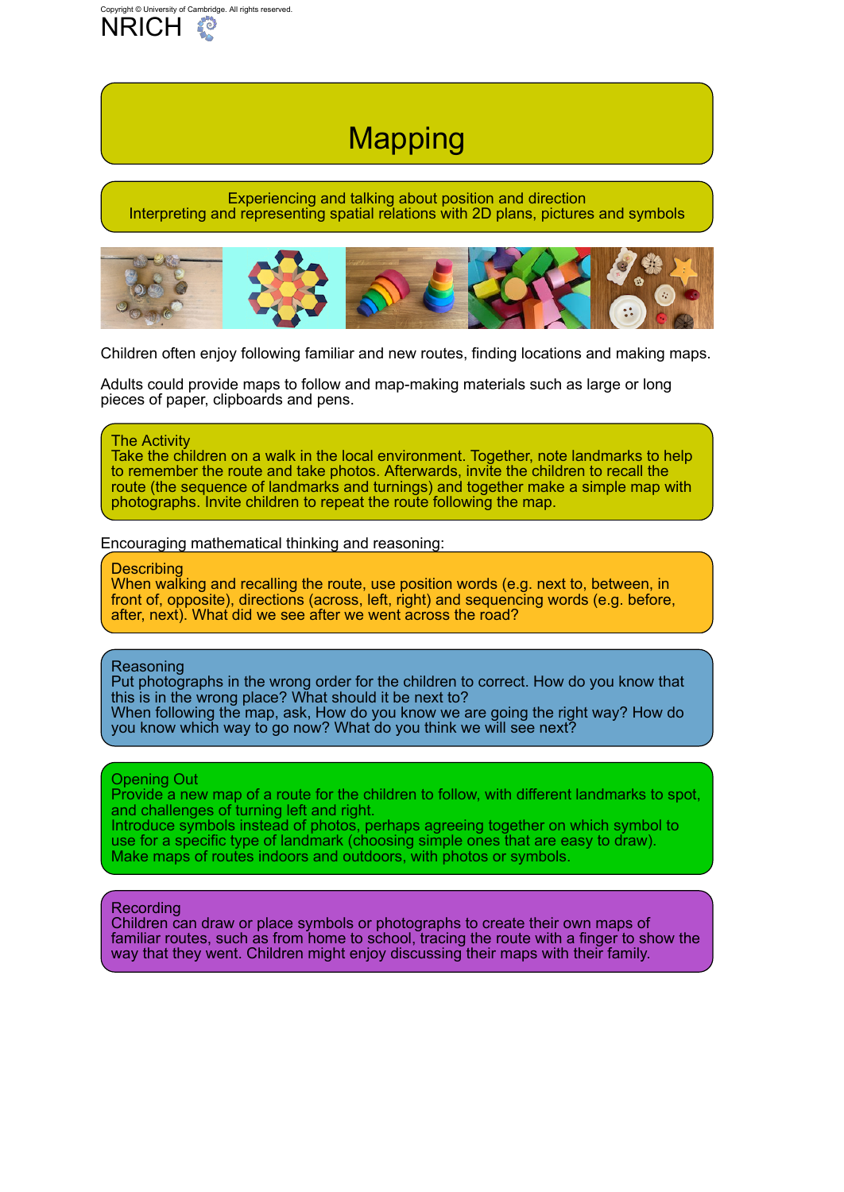Copyright © University of Cambridge. All rights reserved.

NRICH

# Mapping

Experiencing and talking about position and direction
Interpreting and representing spatial relations with 2D plans, pictures and symbols

Children often enjoy following familiar and new routes, finding locations and making maps.

Adults could provide maps to follow and map-making materials such as large or long pieces of paper, clipboards and pens.

## The Activity

Take the children on a walk in the local environment. Together, note landmarks to help to remember the route and take photos. Afterwards, invite the children to recall the route (the sequence of landmarks and turnings) and together make a simple map with photographs. Invite children to repeat the route following the map.

Encouraging mathematical thinking and reasoning:

## Describing

When walking and recalling the route, use position words (e.g. next to, between, in front of, opposite), directions (across, left, right) and sequencing words (e.g. before, after, next). What did we see after we went across the road?

## Reasoning

Put photographs in the wrong order for the children to correct. How do you know that this is in the wrong place? What should it be next to?
When following the map, ask, How do you know we are going the right way? How do you know which way to go now? What do you think we will see next?

## Opening Out

Provide a new map of a route for the children to follow, with different landmarks to spot, and challenges of turning left and right.
Introduce symbols instead of photos, perhaps agreeing together on which symbol to use for a specific type of landmark (choosing simple ones that are easy to draw).
Make maps of routes indoors and outdoors, with photos or symbols.

## Recording

Children can draw or place symbols or photographs to create their own maps of familiar routes, such as from home to school, tracing the route with a finger to show the way that they went. Children might enjoy discussing their maps with their family.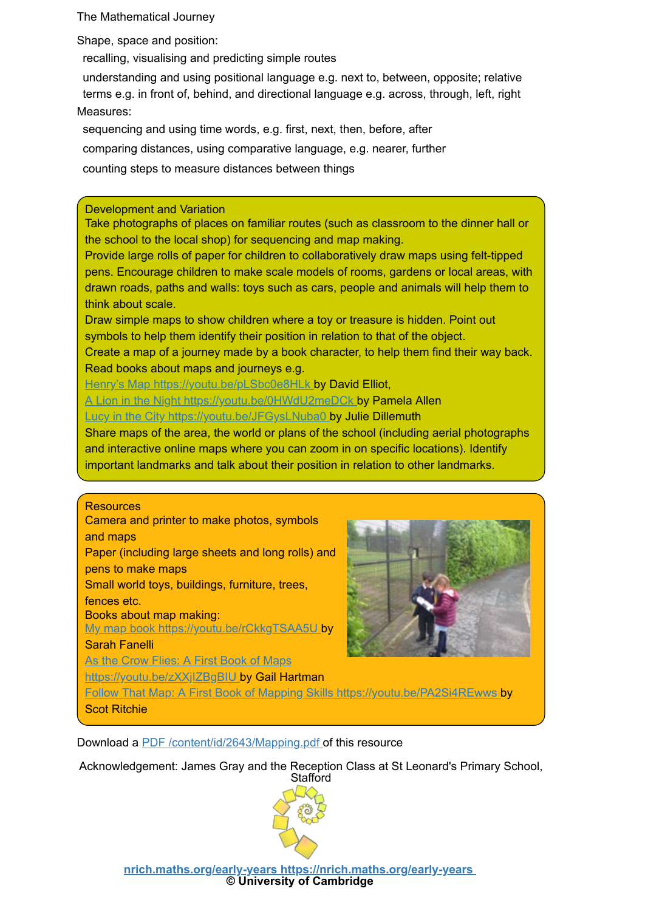The Mathematical Journey

Shape, space and position:

recalling, visualising and predicting simple routes

understanding and using positional language e.g. next to, between, opposite; relative terms e.g. in front of, behind, and directional language e.g. across, through, left, right

Measures:

sequencing and using time words, e.g. first, next, then, before, after

comparing distances, using comparative language, e.g. nearer, further

counting steps to measure distances between things

## Development and Variation

Take photographs of places on familiar routes (such as classroom to the dinner hall or the school to the local shop) for sequencing and map making.

Provide large rolls of paper for children to collaboratively draw maps using felt-tipped pens. Encourage children to make scale models of rooms, gardens or local areas, with drawn roads, paths and walls: toys such as cars, people and animals will help them to think about scale.

Draw simple maps to show children where a toy or treasure is hidden. Point out symbols to help them identify their position in relation to that of the object.

Create a map of a journey made by a book character, to help them find their way back.

Read books about maps and journeys e.g.

[Henry's Map https://youtu.be/pLSbc0e8HLk](https://youtu.be/pLSbc0e8HLk) by David Elliot,

[A Lion in the Night https://youtu.be/0HWdU2meDCk](https://youtu.be/0HWdU2meDCk) by Pamela Allen

[Lucy in the City https://youtu.be/JFGysLNuba0](https://youtu.be/JFGysLNuba0) by Julie Dillemuth

Share maps of the area, the world or plans of the school (including aerial photographs and interactive online maps where you can zoom in on specific locations). Identify important landmarks and talk about their position in relation to other landmarks.

## Resources

Camera and printer to make photos, symbols and maps

Paper (including large sheets and long rolls) and pens to make maps

Small world toys, buildings, furniture, trees, fences etc.

Books about map making:

[My map book https://youtu.be/rCkkgTSAA5U](https://youtu.be/rCkkgTSAA5U) by Sarah Fanelli

[As the Crow Flies: A First Book of Maps https://youtu.be/zXXjlZBgBIU](https://youtu.be/zXXjlZBgBIU) by Gail Hartman

[Follow That Map: A First Book of Mapping Skills https://youtu.be/PA2Si4REwws](https://youtu.be/PA2Si4REwws) by Scot Ritchie

Download a [PDF /content/id/2643/Mapping.pdf](/content/id/2643/Mapping.pdf) of this resource

Acknowledgement: James Gray and the Reception Class at St Leonard's Primary School, Stafford

**[nrich.maths.org/early-years https://nrich.maths.org/early-years](https://nrich.maths.org/early-years)**

**© University of Cambridge**